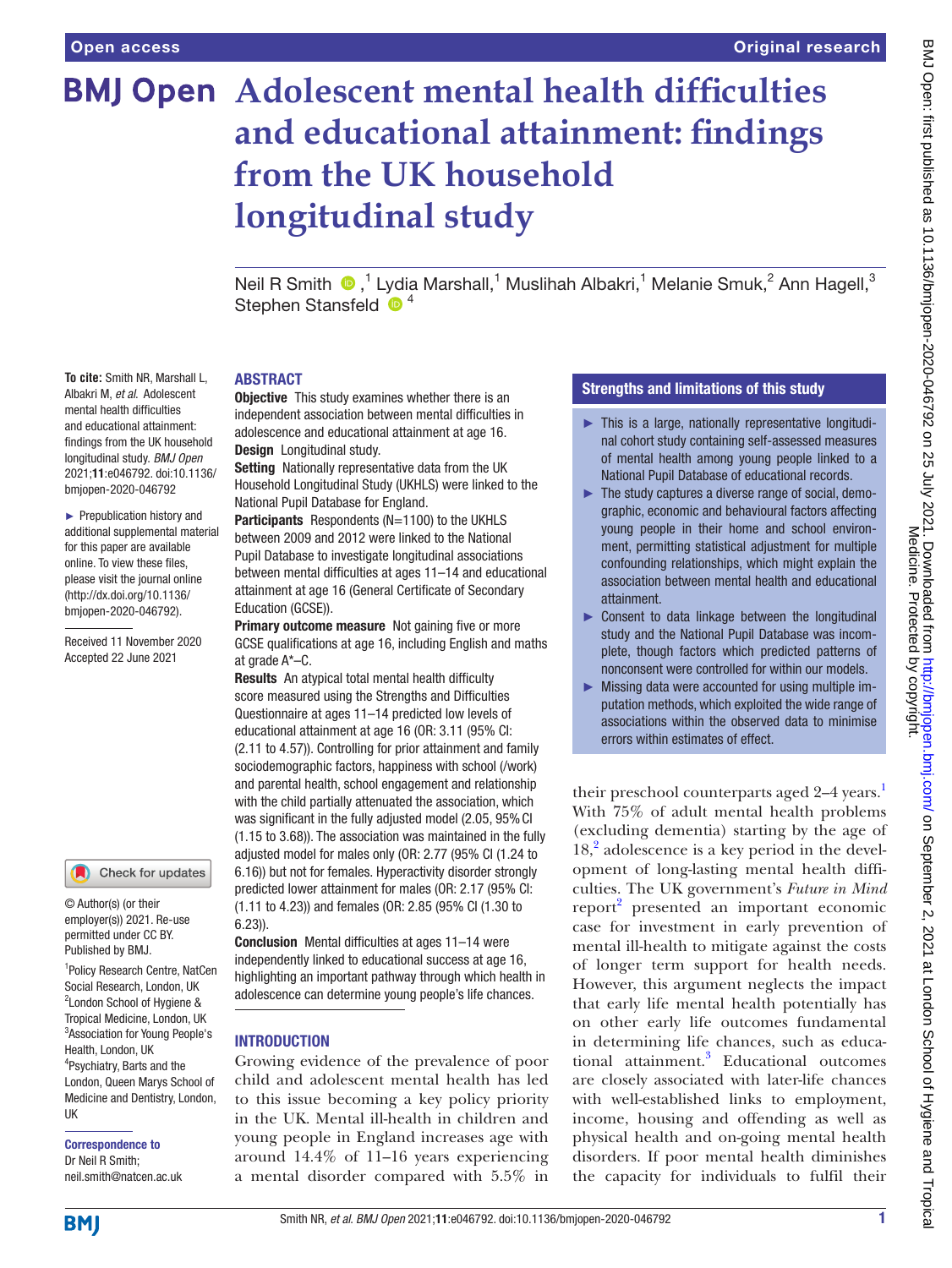# Adolescent mental health difficulties and educational attainment: findings from the UK household longitudinal study

Neil R Smith [1], Lydia Marshall [1], Muslihah Albakri [1], Melanie Smuk [2], Ann Hagell [3], Stephen Stansfeld [4]

**To cite:** Smith NR, Marshall L, Albakri M, *et al*. Adolescent mental health difficulties and educational attainment: findings from the UK household longitudinal study. *BMJ Open* 2021;**11**:e046792. doi:10.1136/bmjopen-2020-046792

► Prepublication history and additional supplemental material for this paper are available online. To view these files, please visit the journal online (http://dx.doi.org/10.1136/bmjopen-2020-046792).

Received 11 November 2020
Accepted 22 June 2021

© Author(s) (or their employer(s)) 2021. Re-use permitted under CC BY. Published by BMJ.

[1] Policy Research Centre, NatCen Social Research, London, UK
[2] London School of Hygiene & Tropical Medicine, London, UK
[3] Association for Young People's Health, London, UK
[4] Psychiatry, Barts and the London, Queen Marys School of Medicine and Dentistry, London, UK

**Correspondence to**
Dr Neil R Smith; neil.smith@natcen.ac.uk

## ABSTRACT

**Objective** This study examines whether there is an independent association between mental difficulties in adolescence and educational attainment at age 16.

**Design** Longitudinal study.

**Setting** Nationally representative data from the UK Household Longitudinal Study (UKHLS) were linked to the National Pupil Database for England.

**Participants** Respondents (N=1100) to the UKHLS between 2009 and 2012 were linked to the National Pupil Database to investigate longitudinal associations between mental difficulties at ages 11–14 and educational attainment at age 16 (General Certificate of Secondary Education (GCSE)).

**Primary outcome measure** Not gaining five or more GCSE qualifications at age 16, including English and maths at grade A*–C.

**Results** An atypical total mental health difficulty score measured using the Strengths and Difficulties Questionnaire at ages 11–14 predicted low levels of educational attainment at age 16 (OR: 3.11 (95% CI: (2.11 to 4.57)). Controlling for prior attainment and family sociodemographic factors, happiness with school (/work) and parental health, school engagement and relationship with the child partially attenuated the association, which was significant in the fully adjusted model (2.05, 95% CI (1.15 to 3.68)). The association was maintained in the fully adjusted model for males only (OR: 2.77 (95% CI (1.24 to 6.16)) but not for females. Hyperactivity disorder strongly predicted lower attainment for males (OR: 2.17 (95% CI: (1.11 to 4.23)) and females (OR: 2.85 (95% CI (1.30 to 6.23)).

**Conclusion** Mental difficulties at ages 11–14 were independently linked to educational success at age 16, highlighting an important pathway through which health in adolescence can determine young people's life chances.

### Strengths and limitations of this study

- This is a large, nationally representative longitudinal cohort study containing self-assessed measures of mental health among young people linked to a National Pupil Database of educational records.
- The study captures a diverse range of social, demographic, economic and behavioural factors affecting young people in their home and school environment, permitting statistical adjustment for multiple confounding relationships, which might explain the association between mental health and educational attainment.
- Consent to data linkage between the longitudinal study and the National Pupil Database was incomplete, though factors which predicted patterns of nonconsent were controlled for within our models.
- Missing data were accounted for using multiple imputation methods, which exploited the wide range of associations within the observed data to minimise errors within estimates of effect.

## INTRODUCTION

Growing evidence of the prevalence of poor child and adolescent mental health has led to this issue becoming a key policy priority in the UK. Mental ill-health in children and young people in England increases age with around 14.4% of 11–16 years experiencing a mental disorder compared with 5.5% in their preschool counterparts aged 2–4 years.[1] With 75% of adult mental health problems (excluding dementia) starting by the age of 18,[2] adolescence is a key period in the development of long-lasting mental health difficulties. The UK government's *Future in Mind* report[2] presented an important economic case for investment in early prevention of mental ill-health to mitigate against the costs of longer term support for health needs. However, this argument neglects the impact that early life mental health potentially has on other early life outcomes fundamental in determining life chances, such as educational attainment.[3] Educational outcomes are closely associated with later-life chances with well-established links to employment, income, housing and offending as well as physical health and on-going mental health disorders. If poor mental health diminishes the capacity for individuals to fulfil their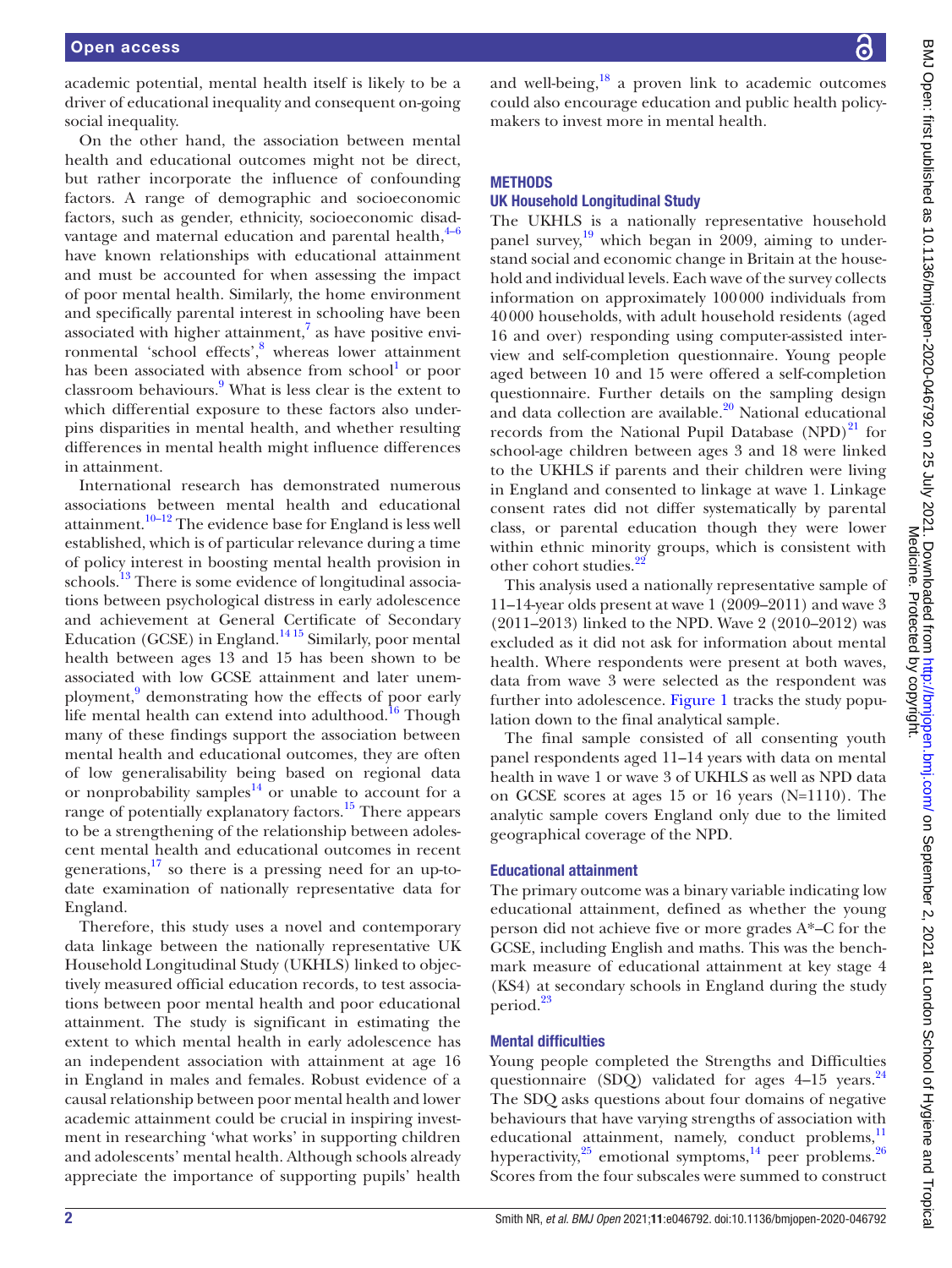academic potential, mental health itself is likely to be a driver of educational inequality and consequent on-going social inequality.

On the other hand, the association between mental health and educational outcomes might not be direct, but rather incorporate the influence of confounding factors. A range of demographic and socioeconomic factors, such as gender, ethnicity, socioeconomic disadvantage and maternal education and parental health,[4–6] have known relationships with educational attainment and must be accounted for when assessing the impact of poor mental health. Similarly, the home environment and specifically parental interest in schooling have been associated with higher attainment,[7] as have positive environmental 'school effects',[8] whereas lower attainment has been associated with absence from school[1] or poor classroom behaviours.[9] What is less clear is the extent to which differential exposure to these factors also underpins disparities in mental health, and whether resulting differences in mental health might influence differences in attainment.

International research has demonstrated numerous associations between mental health and educational attainment.[10–12] The evidence base for England is less well established, which is of particular relevance during a time of policy interest in boosting mental health provision in schools.[13] There is some evidence of longitudinal associations between psychological distress in early adolescence and achievement at General Certificate of Secondary Education (GCSE) in England.[14 15] Similarly, poor mental health between ages 13 and 15 has been shown to be associated with low GCSE attainment and later unemployment,[9] demonstrating how the effects of poor early life mental health can extend into adulthood.[16] Though many of these findings support the association between mental health and educational outcomes, they are often of low generalisability being based on regional data or nonprobability samples[14] or unable to account for a range of potentially explanatory factors.[15] There appears to be a strengthening of the relationship between adolescent mental health and educational outcomes in recent generations,[17] so there is a pressing need for an up-to-date examination of nationally representative data for England.

Therefore, this study uses a novel and contemporary data linkage between the nationally representative UK Household Longitudinal Study (UKHLS) linked to objectively measured official education records, to test associations between poor mental health and poor educational attainment. The study is significant in estimating the extent to which mental health in early adolescence has an independent association with attainment at age 16 in England in males and females. Robust evidence of a causal relationship between poor mental health and lower academic attainment could be crucial in inspiring investment in researching 'what works' in supporting children and adolescents' mental health. Although schools already appreciate the importance of supporting pupils' health and well-being,[18] a proven link to academic outcomes could also encourage education and public health policymakers to invest more in mental health.

## METHODS

### UK Household Longitudinal Study

The UKHLS is a nationally representative household panel survey,[19] which began in 2009, aiming to understand social and economic change in Britain at the household and individual levels. Each wave of the survey collects information on approximately 100 000 individuals from 40 000 households, with adult household residents (aged 16 and over) responding using computer-assisted interview and self-completion questionnaire. Young people aged between 10 and 15 were offered a self-completion questionnaire. Further details on the sampling design and data collection are available.[20] National educational records from the National Pupil Database (NPD)[21] for school-age children between ages 3 and 18 were linked to the UKHLS if parents and their children were living in England and consented to linkage at wave 1. Linkage consent rates did not differ systematically by parental class, or parental education though they were lower within ethnic minority groups, which is consistent with other cohort studies.[22]

This analysis used a nationally representative sample of 11–14-year olds present at wave 1 (2009–2011) and wave 3 (2011–2013) linked to the NPD. Wave 2 (2010–2012) was excluded as it did not ask for information about mental health. Where respondents were present at both waves, data from wave 3 were selected as the respondent was further into adolescence. Figure 1 tracks the study population down to the final analytical sample.

The final sample consisted of all consenting youth panel respondents aged 11–14 years with data on mental health in wave 1 or wave 3 of UKHLS as well as NPD data on GCSE scores at ages 15 or 16 years (N=1110). The analytic sample covers England only due to the limited geographical coverage of the NPD.

### Educational attainment

The primary outcome was a binary variable indicating low educational attainment, defined as whether the young person did not achieve five or more grades A*–C for the GCSE, including English and maths. This was the benchmark measure of educational attainment at key stage 4 (KS4) at secondary schools in England during the study period.[23]

### Mental difficulties

Young people completed the Strengths and Difficulties questionnaire (SDQ) validated for ages 4–15 years.[24] The SDQ asks questions about four domains of negative behaviours that have varying strengths of association with educational attainment, namely, conduct problems,[11] hyperactivity,[25] emotional symptoms,[14] peer problems.[26] Scores from the four subscales were summed to construct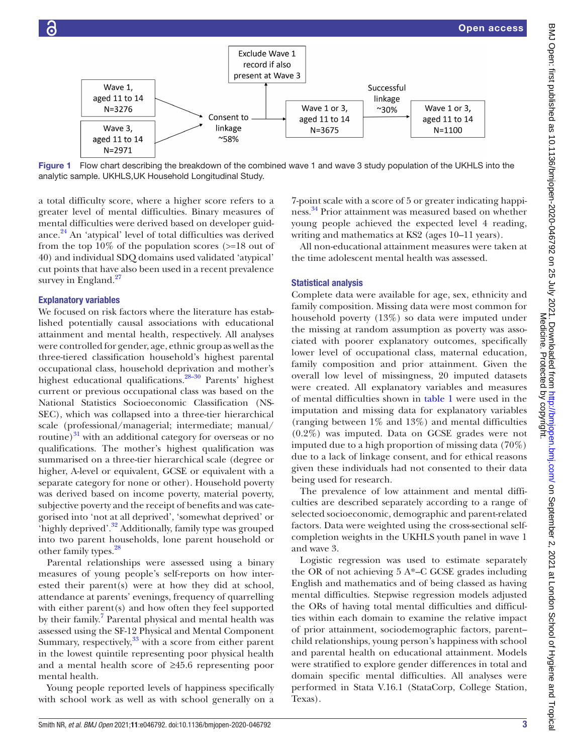Exclude Wave 1 record if also present at Wave 3

Wave 1, aged 11 to 14 N=3276

Wave 3, aged 11 to 14 N=2971

Consent to linkage ~58%

Wave 1 or 3, aged 11 to 14 N=3675

Successful linkage ~30%

Wave 1 or 3, aged 11 to 14 N=1100

Figure 1 Flow chart describing the breakdown of the combined wave 1 and wave 3 study population of the UKHLS into the analytic sample. UKHLS,UK Household Longitudinal Study.

a total difficulty score, where a higher score refers to a greater level of mental difficulties. Binary measures of mental difficulties were derived based on developer guidance.[24] An 'atypical' level of total difficulties was derived from the top 10% of the population scores (>=18 out of 40) and individual SDQ domains used validated 'atypical' cut points that have also been used in a recent prevalence survey in England.[27]

### Explanatory variables

We focused on risk factors where the literature has established potentially causal associations with educational attainment and mental health, respectively. All analyses were controlled for gender, age, ethnic group as well as the three-tiered classification household's highest parental occupational class, household deprivation and mother's highest educational qualifications.[28–30] Parents' highest current or previous occupational class was based on the National Statistics Socioeconomic Classification (NS-SEC), which was collapsed into a three-tier hierarchical scale (professional/managerial; intermediate; manual/routine)[31] with an additional category for overseas or no qualifications. The mother's highest qualification was summarised on a three-tier hierarchical scale (degree or higher, A-level or equivalent, GCSE or equivalent with a separate category for none or other). Household poverty was derived based on income poverty, material poverty, subjective poverty and the receipt of benefits and was categorised into 'not at all deprived', 'somewhat deprived' or 'highly deprived'.[32] Additionally, family type was grouped into two parent households, lone parent household or other family types.[28]

Parental relationships were assessed using a binary measures of young people's self-reports on how interested their parent(s) were at how they did at school, attendance at parents' evenings, frequency of quarrelling with either parent(s) and how often they feel supported by their family.[7] Parental physical and mental health was assessed using the SF-12 Physical and Mental Component Summary, respectively,[33] with a score from either parent in the lowest quintile representing poor physical health and a mental health score of ≥45.6 representing poor mental health.

Young people reported levels of happiness specifically with school work as well as with school generally on a 7-point scale with a score of 5 or greater indicating happiness.[34] Prior attainment was measured based on whether young people achieved the expected level 4 reading, writing and mathematics at KS2 (ages 10–11 years).

All non-educational attainment measures were taken at the time adolescent mental health was assessed.

### Statistical analysis

Complete data were available for age, sex, ethnicity and family composition. Missing data were most common for household poverty (13%) so data were imputed under the missing at random assumption as poverty was associated with poorer explanatory outcomes, specifically lower level of occupational class, maternal education, family composition and prior attainment. Given the overall low level of missingness, 20 imputed datasets were created. All explanatory variables and measures of mental difficulties shown in table 1 were used in the imputation and missing data for explanatory variables (ranging between 1% and 13%) and mental difficulties (0.2%) was imputed. Data on GCSE grades were not imputed due to a high proportion of missing data (70%) due to a lack of linkage consent, and for ethical reasons given these individuals had not consented to their data being used for research.

The prevalence of low attainment and mental difficulties are described separately according to a range of selected socioeconomic, demographic and parent-related factors. Data were weighted using the cross-sectional self-completion weights in the UKHLS youth panel in wave 1 and wave 3.

Logistic regression was used to estimate separately the OR of not achieving 5 A*–C GCSE grades including English and mathematics and of being classed as having mental difficulties. Stepwise regression models adjusted the ORs of having total mental difficulties and difficulties within each domain to examine the relative impact of prior attainment, sociodemographic factors, parent–child relationships, young person's happiness with school and parental health on educational attainment. Models were stratified to explore gender differences in total and domain specific mental difficulties. All analyses were performed in Stata V.16.1 (StataCorp, College Station, Texas).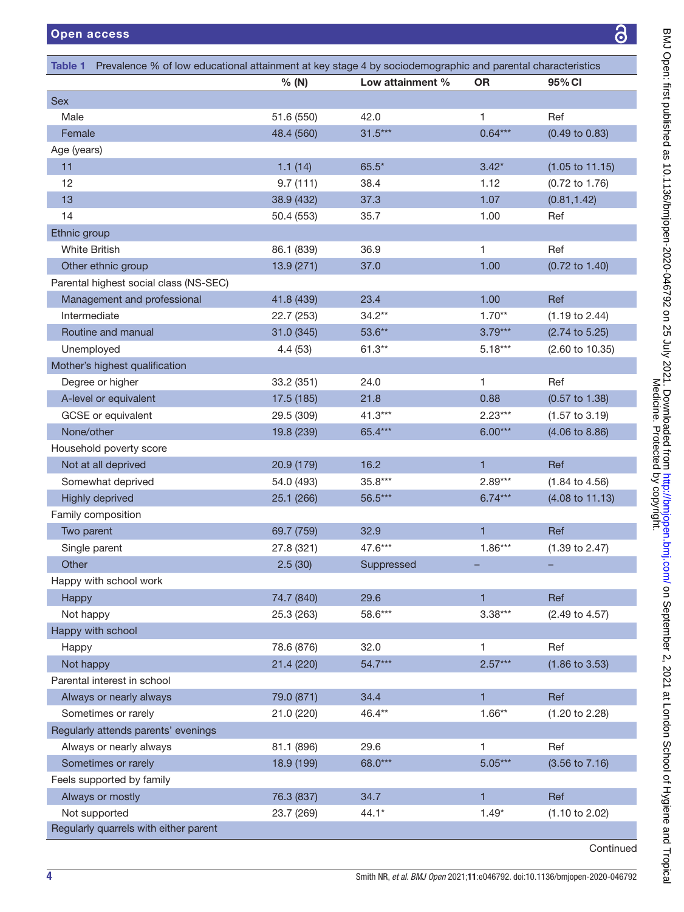**Table 1** Prevalence % of low educational attainment at key stage 4 by sociodemographic and parental characteristics

| | % (N) | Low attainment % | OR | 95% CI |
|---|---|---|---|---|
| Sex | | | | |
| Male | 51.6 (550) | 42.0 | 1 | Ref |
| Female | 48.4 (560) | 31.5*** | 0.64*** | (0.49 to 0.83) |
| Age (years) | | | | |
| 11 | 1.1 (14) | 65.5* | 3.42* | (1.05 to 11.15) |
| 12 | 9.7 (111) | 38.4 | 1.12 | (0.72 to 1.76) |
| 13 | 38.9 (432) | 37.3 | 1.07 | (0.81,1.42) |
| 14 | 50.4 (553) | 35.7 | 1.00 | Ref |
| Ethnic group | | | | |
| White British | 86.1 (839) | 36.9 | 1 | Ref |
| Other ethnic group | 13.9 (271) | 37.0 | 1.00 | (0.72 to 1.40) |
| Parental highest social class (NS-SEC) | | | | |
| Management and professional | 41.8 (439) | 23.4 | 1.00 | Ref |
| Intermediate | 22.7 (253) | 34.2** | 1.70** | (1.19 to 2.44) |
| Routine and manual | 31.0 (345) | 53.6** | 3.79*** | (2.74 to 5.25) |
| Unemployed | 4.4 (53) | 61.3** | 5.18*** | (2.60 to 10.35) |
| Mother's highest qualification | | | | |
| Degree or higher | 33.2 (351) | 24.0 | 1 | Ref |
| A-level or equivalent | 17.5 (185) | 21.8 | 0.88 | (0.57 to 1.38) |
| GCSE or equivalent | 29.5 (309) | 41.3*** | 2.23*** | (1.57 to 3.19) |
| None/other | 19.8 (239) | 65.4*** | 6.00*** | (4.06 to 8.86) |
| Household poverty score | | | | |
| Not at all deprived | 20.9 (179) | 16.2 | 1 | Ref |
| Somewhat deprived | 54.0 (493) | 35.8*** | 2.89*** | (1.84 to 4.56) |
| Highly deprived | 25.1 (266) | 56.5*** | 6.74*** | (4.08 to 11.13) |
| Family composition | | | | |
| Two parent | 69.7 (759) | 32.9 | 1 | Ref |
| Single parent | 27.8 (321) | 47.6*** | 1.86*** | (1.39 to 2.47) |
| Other | 2.5 (30) | Suppressed | – | – |
| Happy with school work | | | | |
| Happy | 74.7 (840) | 29.6 | 1 | Ref |
| Not happy | 25.3 (263) | 58.6*** | 3.38*** | (2.49 to 4.57) |
| Happy with school | | | | |
| Happy | 78.6 (876) | 32.0 | 1 | Ref |
| Not happy | 21.4 (220) | 54.7*** | 2.57*** | (1.86 to 3.53) |
| Parental interest in school | | | | |
| Always or nearly always | 79.0 (871) | 34.4 | 1 | Ref |
| Sometimes or rarely | 21.0 (220) | 46.4** | 1.66** | (1.20 to 2.28) |
| Regularly attends parents' evenings | | | | |
| Always or nearly always | 81.1 (896) | 29.6 | 1 | Ref |
| Sometimes or rarely | 18.9 (199) | 68.0*** | 5.05*** | (3.56 to 7.16) |
| Feels supported by family | | | | |
| Always or mostly | 76.3 (837) | 34.7 | 1 | Ref |
| Not supported | 23.7 (269) | 44.1* | 1.49* | (1.10 to 2.02) |
| Regularly quarrels with either parent | | | | |

Continued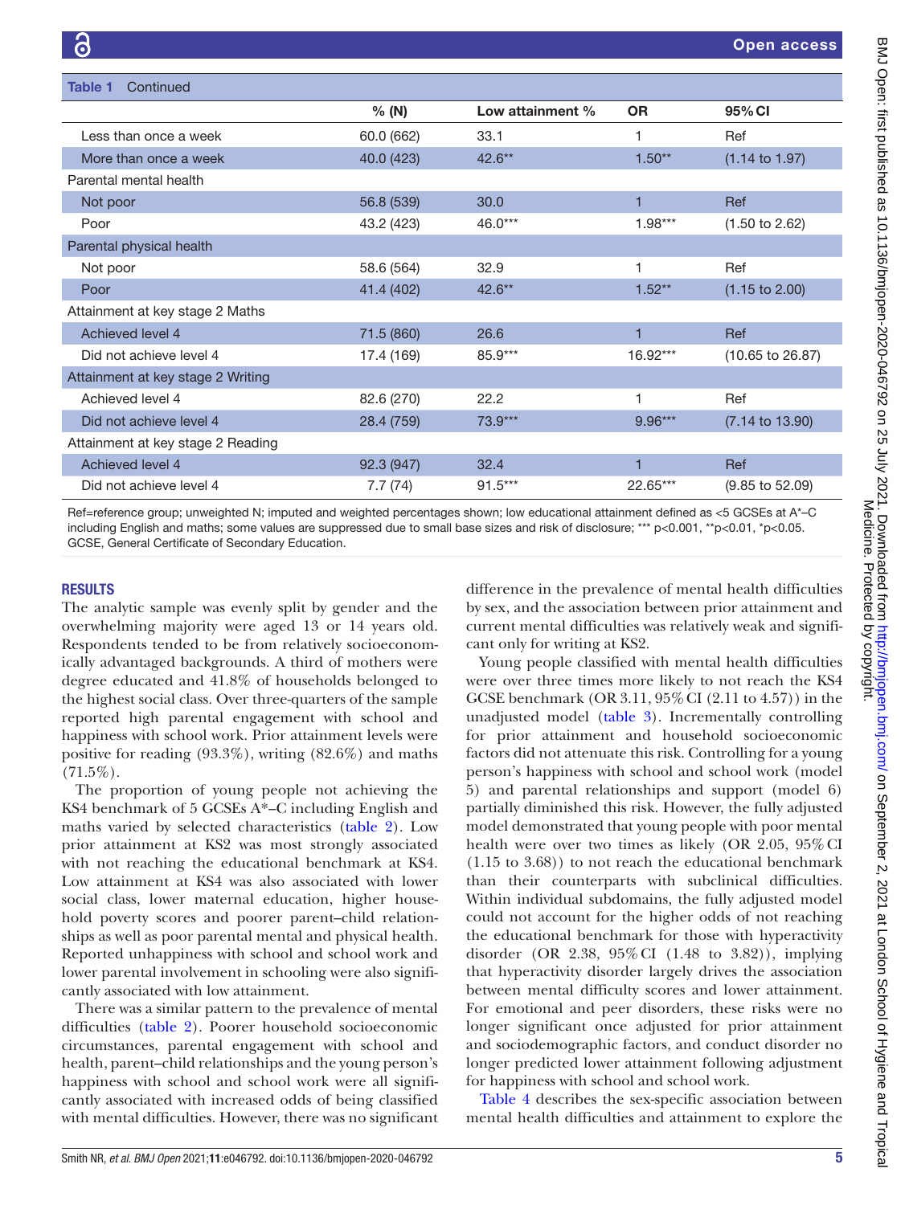**Table 1** Continued

| | % (N) | Low attainment % | OR | 95% CI |
|---|---|---|---|---|
| Less than once a week | 60.0 (662) | 33.1 | 1 | Ref |
| More than once a week | 40.0 (423) | 42.6** | 1.50** | (1.14 to 1.97) |
| Parental mental health | | | | |
| Not poor | 56.8 (539) | 30.0 | 1 | Ref |
| Poor | 43.2 (423) | 46.0*** | 1.98*** | (1.50 to 2.62) |
| Parental physical health | | | | |
| Not poor | 58.6 (564) | 32.9 | 1 | Ref |
| Poor | 41.4 (402) | 42.6** | 1.52** | (1.15 to 2.00) |
| Attainment at key stage 2 Maths | | | | |
| Achieved level 4 | 71.5 (860) | 26.6 | 1 | Ref |
| Did not achieve level 4 | 17.4 (169) | 85.9*** | 16.92*** | (10.65 to 26.87) |
| Attainment at key stage 2 Writing | | | | |
| Achieved level 4 | 82.6 (270) | 22.2 | 1 | Ref |
| Did not achieve level 4 | 28.4 (759) | 73.9*** | 9.96*** | (7.14 to 13.90) |
| Attainment at key stage 2 Reading | | | | |
| Achieved level 4 | 92.3 (947) | 32.4 | 1 | Ref |
| Did not achieve level 4 | 7.7 (74) | 91.5*** | 22.65*** | (9.85 to 52.09) |

Ref=reference group; unweighted N; imputed and weighted percentages shown; low educational attainment defined as <5 GCSEs at A*–C including English and maths; some values are suppressed due to small base sizes and risk of disclosure; *** p<0.001, **p<0.01, *p<0.05. GCSE, General Certificate of Secondary Education.

## RESULTS

The analytic sample was evenly split by gender and the overwhelming majority were aged 13 or 14 years old. Respondents tended to be from relatively socioeconomically advantaged backgrounds. A third of mothers were degree educated and 41.8% of households belonged to the highest social class. Over three-quarters of the sample reported high parental engagement with school and happiness with school work. Prior attainment levels were positive for reading (93.3%), writing (82.6%) and maths (71.5%).

The proportion of young people not achieving the KS4 benchmark of 5 GCSEs A*–C including English and maths varied by selected characteristics (table 2). Low prior attainment at KS2 was most strongly associated with not reaching the educational benchmark at KS4. Low attainment at KS4 was also associated with lower social class, lower maternal education, higher household poverty scores and poorer parent–child relationships as well as poor parental mental and physical health. Reported unhappiness with school and school work and lower parental involvement in schooling were also significantly associated with low attainment.

There was a similar pattern to the prevalence of mental difficulties (table 2). Poorer household socioeconomic circumstances, parental engagement with school and health, parent–child relationships and the young person's happiness with school and school work were all significantly associated with increased odds of being classified with mental difficulties. However, there was no significant difference in the prevalence of mental health difficulties by sex, and the association between prior attainment and current mental difficulties was relatively weak and significant only for writing at KS2.

Young people classified with mental health difficulties were over three times more likely to not reach the KS4 GCSE benchmark (OR 3.11, 95% CI (2.11 to 4.57)) in the unadjusted model (table 3). Incrementally controlling for prior attainment and household socioeconomic factors did not attenuate this risk. Controlling for a young person's happiness with school and school work (model 5) and parental relationships and support (model 6) partially diminished this risk. However, the fully adjusted model demonstrated that young people with poor mental health were over two times as likely (OR 2.05, 95% CI (1.15 to 3.68)) to not reach the educational benchmark than their counterparts with subclinical difficulties. Within individual subdomains, the fully adjusted model could not account for the higher odds of not reaching the educational benchmark for those with hyperactivity disorder (OR 2.38, 95% CI (1.48 to 3.82)), implying that hyperactivity disorder largely drives the association between mental difficulty scores and lower attainment. For emotional and peer disorders, these risks were no longer significant once adjusted for prior attainment and sociodemographic factors, and conduct disorder no longer predicted lower attainment following adjustment for happiness with school and school work.

Table 4 describes the sex-specific association between mental health difficulties and attainment to explore the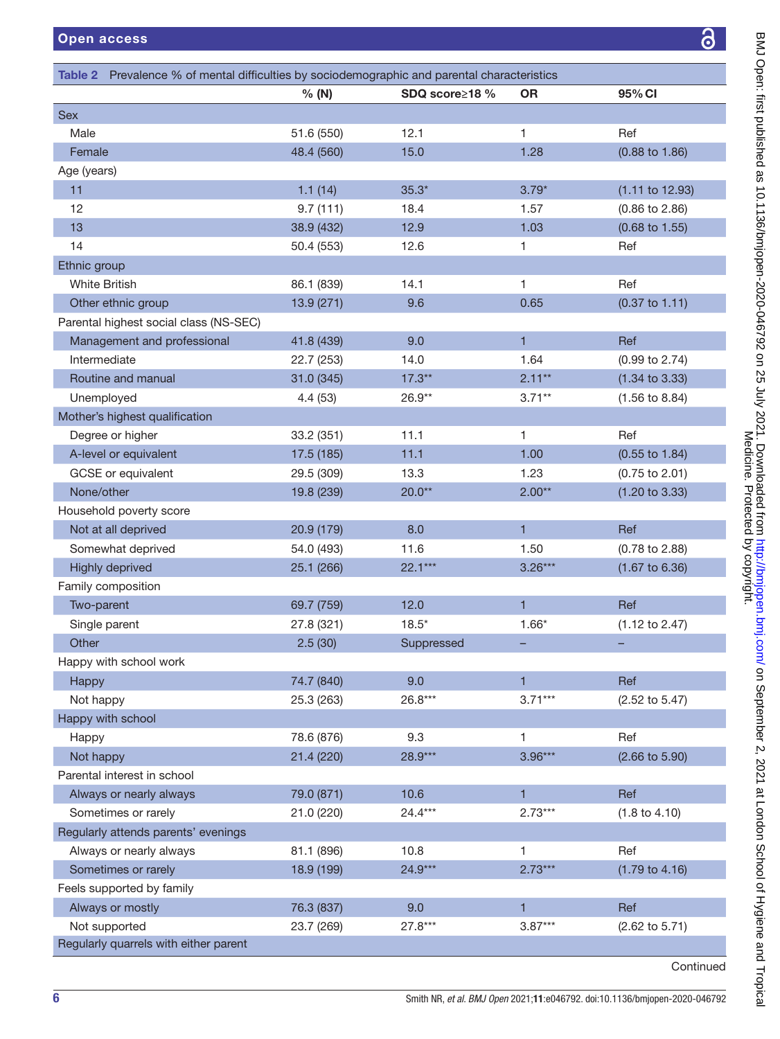**Table 2** Prevalence % of mental difficulties by sociodemographic and parental characteristics

| | % (N) | SDQ score≥18 % | OR | 95% CI |
|---|---|---|---|---|
| **Sex** | | | | |
| Male | 51.6 (550) | 12.1 | 1 | Ref |
| Female | 48.4 (560) | 15.0 | 1.28 | (0.88 to 1.86) |
| **Age (years)** | | | | |
| 11 | 1.1 (14) | 35.3* | 3.79* | (1.11 to 12.93) |
| 12 | 9.7 (111) | 18.4 | 1.57 | (0.86 to 2.86) |
| 13 | 38.9 (432) | 12.9 | 1.03 | (0.68 to 1.55) |
| 14 | 50.4 (553) | 12.6 | 1 | Ref |
| **Ethnic group** | | | | |
| White British | 86.1 (839) | 14.1 | 1 | Ref |
| Other ethnic group | 13.9 (271) | 9.6 | 0.65 | (0.37 to 1.11) |
| **Parental highest social class (NS-SEC)** | | | | |
| Management and professional | 41.8 (439) | 9.0 | 1 | Ref |
| Intermediate | 22.7 (253) | 14.0 | 1.64 | (0.99 to 2.74) |
| Routine and manual | 31.0 (345) | 17.3** | 2.11** | (1.34 to 3.33) |
| Unemployed | 4.4 (53) | 26.9** | 3.71** | (1.56 to 8.84) |
| **Mother's highest qualification** | | | | |
| Degree or higher | 33.2 (351) | 11.1 | 1 | Ref |
| A-level or equivalent | 17.5 (185) | 11.1 | 1.00 | (0.55 to 1.84) |
| GCSE or equivalent | 29.5 (309) | 13.3 | 1.23 | (0.75 to 2.01) |
| None/other | 19.8 (239) | 20.0** | 2.00** | (1.20 to 3.33) |
| **Household poverty score** | | | | |
| Not at all deprived | 20.9 (179) | 8.0 | 1 | Ref |
| Somewhat deprived | 54.0 (493) | 11.6 | 1.50 | (0.78 to 2.88) |
| Highly deprived | 25.1 (266) | 22.1*** | 3.26*** | (1.67 to 6.36) |
| **Family composition** | | | | |
| Two-parent | 69.7 (759) | 12.0 | 1 | Ref |
| Single parent | 27.8 (321) | 18.5* | 1.66* | (1.12 to 2.47) |
| Other | 2.5 (30) | Suppressed | – | – |
| **Happy with school work** | | | | |
| Happy | 74.7 (840) | 9.0 | 1 | Ref |
| Not happy | 25.3 (263) | 26.8*** | 3.71*** | (2.52 to 5.47) |
| **Happy with school** | | | | |
| Happy | 78.6 (876) | 9.3 | 1 | Ref |
| Not happy | 21.4 (220) | 28.9*** | 3.96*** | (2.66 to 5.90) |
| **Parental interest in school** | | | | |
| Always or nearly always | 79.0 (871) | 10.6 | 1 | Ref |
| Sometimes or rarely | 21.0 (220) | 24.4*** | 2.73*** | (1.8 to 4.10) |
| **Regularly attends parents' evenings** | | | | |
| Always or nearly always | 81.1 (896) | 10.8 | 1 | Ref |
| Sometimes or rarely | 18.9 (199) | 24.9*** | 2.73*** | (1.79 to 4.16) |
| **Feels supported by family** | | | | |
| Always or mostly | 76.3 (837) | 9.0 | 1 | Ref |
| Not supported | 23.7 (269) | 27.8*** | 3.87*** | (2.62 to 5.71) |
| **Regularly quarrels with either parent** | | | | |

Continued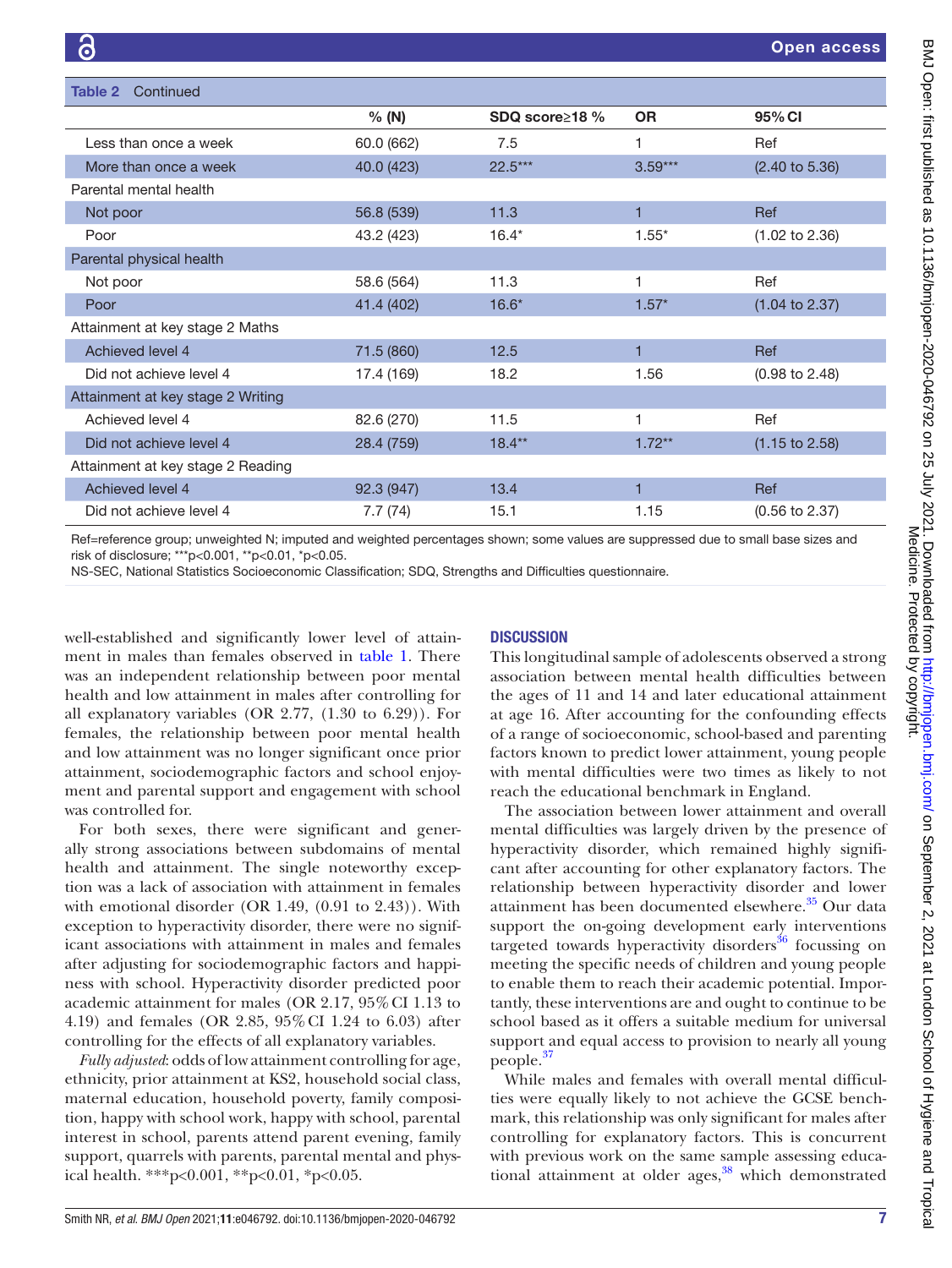**Table 2** Continued

| | % (N) | SDQ score≥18 % | OR | 95% CI |
|---|---|---|---|---|
| Less than once a week | 60.0 (662) | 7.5 | 1 | Ref |
| More than once a week | 40.0 (423) | 22.5*** | 3.59*** | (2.40 to 5.36) |
| Parental mental health | | | | |
| Not poor | 56.8 (539) | 11.3 | 1 | Ref |
| Poor | 43.2 (423) | 16.4* | 1.55* | (1.02 to 2.36) |
| Parental physical health | | | | |
| Not poor | 58.6 (564) | 11.3 | 1 | Ref |
| Poor | 41.4 (402) | 16.6* | 1.57* | (1.04 to 2.37) |
| Attainment at key stage 2 Maths | | | | |
| Achieved level 4 | 71.5 (860) | 12.5 | 1 | Ref |
| Did not achieve level 4 | 17.4 (169) | 18.2 | 1.56 | (0.98 to 2.48) |
| Attainment at key stage 2 Writing | | | | |
| Achieved level 4 | 82.6 (270) | 11.5 | 1 | Ref |
| Did not achieve level 4 | 28.4 (759) | 18.4** | 1.72** | (1.15 to 2.58) |
| Attainment at key stage 2 Reading | | | | |
| Achieved level 4 | 92.3 (947) | 13.4 | 1 | Ref |
| Did not achieve level 4 | 7.7 (74) | 15.1 | 1.15 | (0.56 to 2.37) |

Ref=reference group; unweighted N; imputed and weighted percentages shown; some values are suppressed due to small base sizes and risk of disclosure; ***p<0.001, **p<0.01, *p<0.05.
NS-SEC, National Statistics Socioeconomic Classification; SDQ, Strengths and Difficulties questionnaire.

well-established and significantly lower level of attainment in males than females observed in table 1. There was an independent relationship between poor mental health and low attainment in males after controlling for all explanatory variables (OR 2.77, (1.30 to 6.29)). For females, the relationship between poor mental health and low attainment was no longer significant once prior attainment, sociodemographic factors and school enjoyment and parental support and engagement with school was controlled for.

For both sexes, there were significant and generally strong associations between subdomains of mental health and attainment. The single noteworthy exception was a lack of association with attainment in females with emotional disorder (OR 1.49, (0.91 to 2.43)). With exception to hyperactivity disorder, there were no significant associations with attainment in males and females after adjusting for sociodemographic factors and happiness with school. Hyperactivity disorder predicted poor academic attainment for males (OR 2.17, 95% CI 1.13 to 4.19) and females (OR 2.85, 95% CI 1.24 to 6.03) after controlling for the effects of all explanatory variables.

*Fully adjusted*: odds of low attainment controlling for age, ethnicity, prior attainment at KS2, household social class, maternal education, household poverty, family composition, happy with school work, happy with school, parental interest in school, parents attend parent evening, family support, quarrels with parents, parental mental and physical health. ***p<0.001, **p<0.01, *p<0.05.

## DISCUSSION

This longitudinal sample of adolescents observed a strong association between mental health difficulties between the ages of 11 and 14 and later educational attainment at age 16. After accounting for the confounding effects of a range of socioeconomic, school-based and parenting factors known to predict lower attainment, young people with mental difficulties were two times as likely to not reach the educational benchmark in England.

The association between lower attainment and overall mental difficulties was largely driven by the presence of hyperactivity disorder, which remained highly significant after accounting for other explanatory factors. The relationship between hyperactivity disorder and lower attainment has been documented elsewhere.[35] Our data support the on-going development early interventions targeted towards hyperactivity disorders[36] focussing on meeting the specific needs of children and young people to enable them to reach their academic potential. Importantly, these interventions are and ought to continue to be school based as it offers a suitable medium for universal support and equal access to provision to nearly all young people.[37]

While males and females with overall mental difficulties were equally likely to not achieve the GCSE benchmark, this relationship was only significant for males after controlling for explanatory factors. This is concurrent with previous work on the same sample assessing educational attainment at older ages,[38] which demonstrated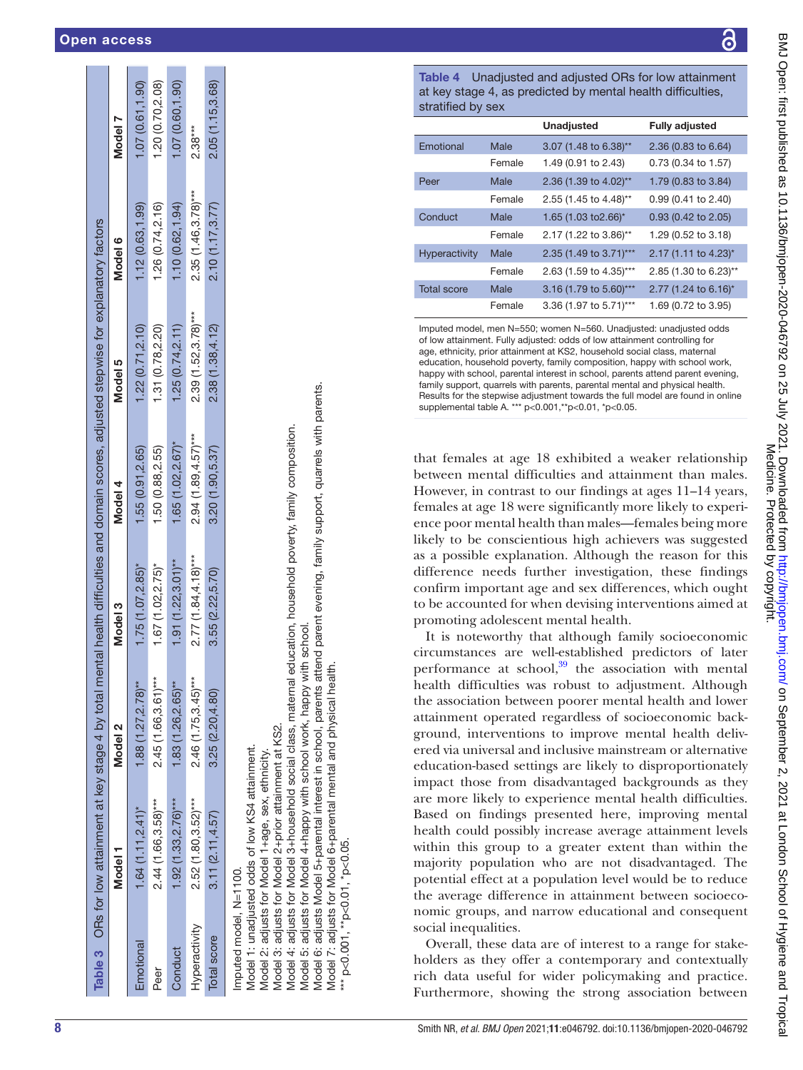**Table 3** ORs for low attainment at key stage 4 by total mental health difficulties and domain scores, adjusted stepwise for explanatory factors

| | Model 1 | Model 2 | Model 3 | Model 4 | Model 5 | Model 6 | Model 7 |
|---|---|---|---|---|---|---|---|
| Emotional | 1.64 (1.11,2.41)* | 1.88 (1.27,2.78)** | 1.75 (1.07,2.85)* | 1.55 (0.91,2.65) | 1.22 (0.71,2.10) | 1.12 (0.63,1.99) | 1.07 (0.61,1.90) |
| Peer | 2.44 (1.66,3.58)*** | 2.45 (1.66,3.61)*** | 1.67 (1.02,2.75)* | 1.50 (0.88,2.55) | 1.31 (0.78,2.20) | 1.26 (0.74,2.16) | 1.20 (0.70,2.08) |
| Conduct | 1.92 (1.33,2.76)*** | 1.83 (1.26,2.65)** | 1.91 (1.22,3.01)** | 1.65 (1.02,2.67)* | 1.25 (0.74,2.11) | 1.10 (0.62,1.94) | 1.07 (0.60,1.90) |
| Hyperactivity | 2.52 (1.80,3.52)*** | 2.46 (1.75,3.45)*** | 2.77 (1.84,4.18)*** | 2.94 (1.89,4.57)*** | 2.39 (1.52,3.78)*** | 2.35 (1.46,3.78)*** | 2.38*** |
| Total score | 3.11 (2.11,4.57) | 3.25 (2.20,4.80) | 3.55 (2.22,5.70) | 3.20 (1.90,5.37) | 2.38 (1.38,4.12) | 2.10 (1.17,3.77) | 2.05 (1.15,3.68) |

Imputed model, N=1100.
Model 1: unadjusted odds of low KS4 attainment.
Model 2: adjusts for Model 1+age, sex, ethnicity.
Model 3: adjusts for Model 2+prior attainment at KS2.
Model 4: adjusts for Model 3+household social class, maternal education, household poverty, family composition.
Model 5: adjusts for Model 4+happy with school work, happy with school.
Model 6: adjusts Model 5+parental interest in school, parents attend parent evening, family support, quarrels with parents.
Model 7: adjusts for Model 6+parental mental and physical health.
*** p<0.001, **p<0.01, *p<0.05.

**Table 4** Unadjusted and adjusted ORs for low attainment at key stage 4, as predicted by mental health difficulties, stratified by sex

| | | Unadjusted | Fully adjusted |
|---|---|---|---|
| Emotional | Male | 3.07 (1.48 to 6.38)** | 2.36 (0.83 to 6.64) |
| | Female | 1.49 (0.91 to 2.43) | 0.73 (0.34 to 1.57) |
| Peer | Male | 2.36 (1.39 to 4.02)** | 1.79 (0.83 to 3.84) |
| | Female | 2.55 (1.45 to 4.48)** | 0.99 (0.41 to 2.40) |
| Conduct | Male | 1.65 (1.03 to2.66)* | 0.93 (0.42 to 2.05) |
| | Female | 2.17 (1.22 to 3.86)** | 1.29 (0.52 to 3.18) |
| Hyperactivity | Male | 2.35 (1.49 to 3.71)*** | 2.17 (1.11 to 4.23)* |
| | Female | 2.63 (1.59 to 4.35)*** | 2.85 (1.30 to 6.23)** |
| Total score | Male | 3.16 (1.79 to 5.60)*** | 2.77 (1.24 to 6.16)* |
| | Female | 3.36 (1.97 to 5.71)*** | 1.69 (0.72 to 3.95) |

Imputed model, men N=550; women N=560. Unadjusted: unadjusted odds of low attainment. Fully adjusted: odds of low attainment controlling for age, ethnicity, prior attainment at KS2, household social class, maternal education, household poverty, family composition, happy with school work, happy with school, parental interest in school, parents attend parent evening, family support, quarrels with parents, parental mental and physical health. Results for the stepwise adjustment towards the full model are found in online supplemental table A. *** p<0.001,**p<0.01, *p<0.05.

that females at age 18 exhibited a weaker relationship between mental difficulties and attainment than males. However, in contrast to our findings at ages 11–14 years, females at age 18 were significantly more likely to experience poor mental health than males—females being more likely to be conscientious high achievers was suggested as a possible explanation. Although the reason for this difference needs further investigation, these findings confirm important age and sex differences, which ought to be accounted for when devising interventions aimed at promoting adolescent mental health.

It is noteworthy that although family socioeconomic circumstances are well-established predictors of later performance at school,[39] the association with mental health difficulties was robust to adjustment. Although the association between poorer mental health and lower attainment operated regardless of socioeconomic background, interventions to improve mental health delivered via universal and inclusive mainstream or alternative education-based settings are likely to disproportionately impact those from disadvantaged backgrounds as they are more likely to experience mental health difficulties. Based on findings presented here, improving mental health could possibly increase average attainment levels within this group to a greater extent than within the majority population who are not disadvantaged. The potential effect at a population level would be to reduce the average difference in attainment between socioeconomic groups, and narrow educational and consequent social inequalities.

Overall, these data are of interest to a range for stakeholders as they offer a contemporary and contextually rich data useful for wider policymaking and practice. Furthermore, showing the strong association between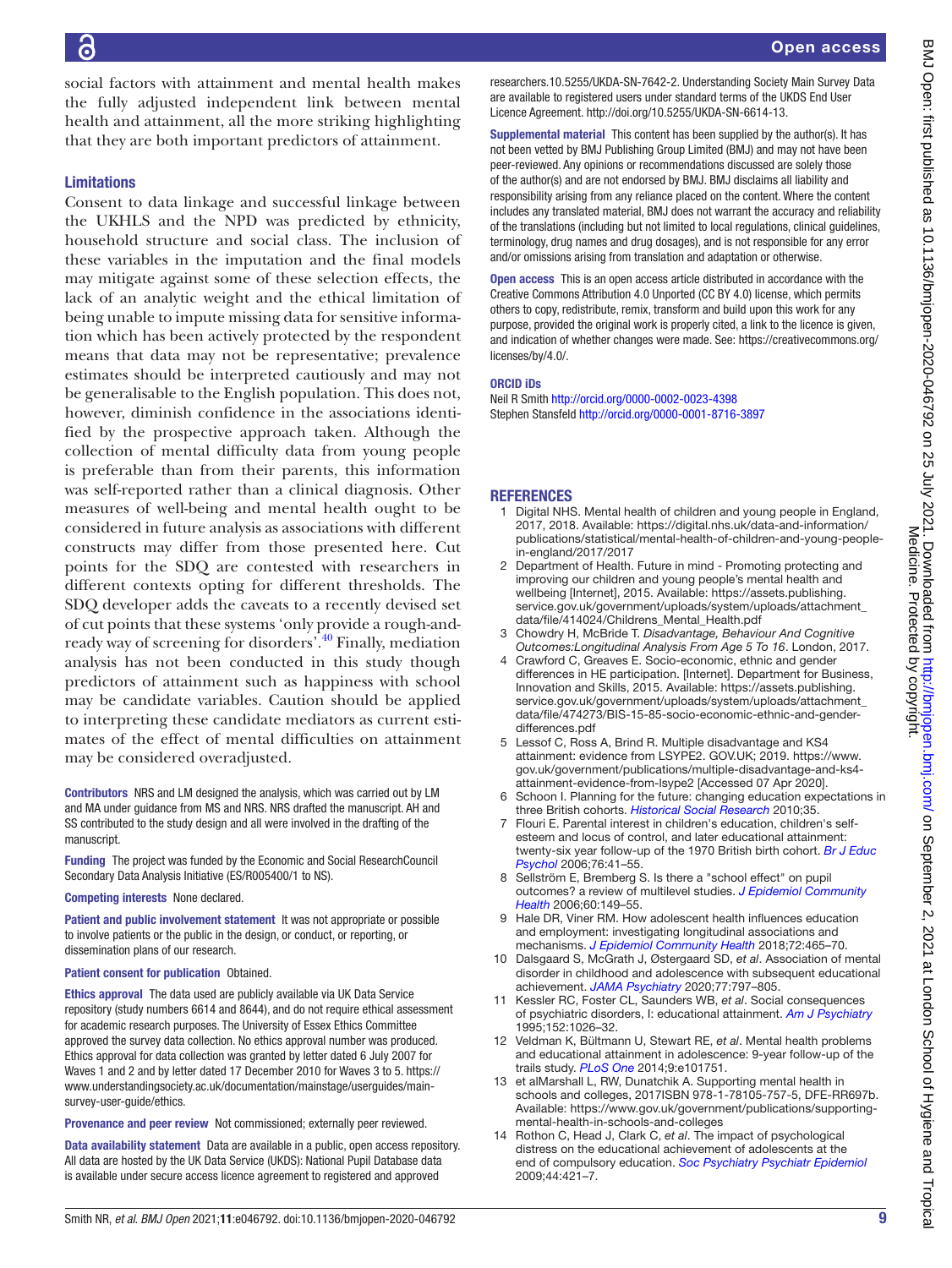social factors with attainment and mental health makes the fully adjusted independent link between mental health and attainment, all the more striking highlighting that they are both important predictors of attainment.

### Limitations

Consent to data linkage and successful linkage between the UKHLS and the NPD was predicted by ethnicity, household structure and social class. The inclusion of these variables in the imputation and the final models may mitigate against some of these selection effects, the lack of an analytic weight and the ethical limitation of being unable to impute missing data for sensitive information which has been actively protected by the respondent means that data may not be representative; prevalence estimates should be interpreted cautiously and may not be generalisable to the English population. This does not, however, diminish confidence in the associations identified by the prospective approach taken. Although the collection of mental difficulty data from young people is preferable than from their parents, this information was self-reported rather than a clinical diagnosis. Other measures of well-being and mental health ought to be considered in future analysis as associations with different constructs may differ from those presented here. Cut points for the SDQ are contested with researchers in different contexts opting for different thresholds. The SDQ developer adds the caveats to a recently devised set of cut points that these systems 'only provide a rough-and-ready way of screening for disorders'.[40] Finally, mediation analysis has not been conducted in this study though predictors of attainment such as happiness with school may be candidate variables. Caution should be applied to interpreting these candidate mediators as current estimates of the effect of mental difficulties on attainment may be considered overadjusted.

**Contributors** NRS and LM designed the analysis, which was carried out by LM and MA under guidance from MS and NRS. NRS drafted the manuscript. AH and SS contributed to the study design and all were involved in the drafting of the manuscript.

**Funding** The project was funded by the Economic and Social ResearchCouncil Secondary Data Analysis Initiative (ES/R005400/1 to NS).

**Competing interests** None declared.

**Patient and public involvement statement** It was not appropriate or possible to involve patients or the public in the design, or conduct, or reporting, or dissemination plans of our research.

**Patient consent for publication** Obtained.

**Ethics approval** The data used are publicly available via UK Data Service repository (study numbers 6614 and 8644), and do not require ethical assessment for academic research purposes. The University of Essex Ethics Committee approved the survey data collection. No ethics approval number was produced. Ethics approval for data collection was granted by letter dated 6 July 2007 for Waves 1 and 2 and by letter dated 17 December 2010 for Waves 3 to 5. https://www.understandingsociety.ac.uk/documentation/mainstage/userguides/main-survey-user-guide/ethics.

**Provenance and peer review** Not commissioned; externally peer reviewed.

**Data availability statement** Data are available in a public, open access repository. All data are hosted by the UK Data Service (UKDS): National Pupil Database data is available under secure access licence agreement to registered and approved researchers.10.5255/UKDA-SN-7642-2. Understanding Society Main Survey Data are available to registered users under standard terms of the UKDS End User Licence Agreement. http://doi.org/10.5255/UKDA-SN-6614-13.

**Supplemental material** This content has been supplied by the author(s). It has not been vetted by BMJ Publishing Group Limited (BMJ) and may not have been peer-reviewed. Any opinions or recommendations discussed are solely those of the author(s) and are not endorsed by BMJ. BMJ disclaims all liability and responsibility arising from any reliance placed on the content. Where the content includes any translated material, BMJ does not warrant the accuracy and reliability of the translations (including but not limited to local regulations, clinical guidelines, terminology, drug names and drug dosages), and is not responsible for any error and/or omissions arising from translation and adaptation or otherwise.

**Open access** This is an open access article distributed in accordance with the Creative Commons Attribution 4.0 Unported (CC BY 4.0) license, which permits others to copy, redistribute, remix, transform and build upon this work for any purpose, provided the original work is properly cited, a link to the licence is given, and indication of whether changes were made. See: https://creativecommons.org/licenses/by/4.0/.

**ORCID iDs**

Neil R Smith http://orcid.org/0000-0002-0023-4398
Stephen Stansfeld http://orcid.org/0000-0001-8716-3897

## REFERENCES

1. Digital NHS. Mental health of children and young people in England, 2017, 2018. Available: https://digital.nhs.uk/data-and-information/publications/statistical/mental-health-of-children-and-young-people-in-england/2017/2017
2. Department of Health. Future in mind - Promoting protecting and improving our children and young people's mental health and wellbeing [Internet], 2015. Available: https://assets.publishing.service.gov.uk/government/uploads/system/uploads/attachment_data/file/414024/Childrens_Mental_Health.pdf
3. Chowdry H, McBride T. *Disadvantage, Behaviour And Cognitive Outcomes:Longitudinal Analysis From Age 5 To 16*. London, 2017.
4. Crawford C, Greaves E. Socio-economic, ethnic and gender differences in HE participation. [Internet]. Department for Business, Innovation and Skills, 2015. Available: https://assets.publishing.service.gov.uk/government/uploads/system/uploads/attachment_data/file/474273/BIS-15-85-socio-economic-ethnic-and-gender-differences.pdf
5. Lessof C, Ross A, Brind R. Multiple disadvantage and KS4 attainment: evidence from LSYPE2. GOV.UK; 2019. https://www.gov.uk/government/publications/multiple-disadvantage-and-ks4-attainment-evidence-from-lsype2 [Accessed 07 Apr 2020].
6. Schoon I. Planning for the future: changing education expectations in three British cohorts. *Historical Social Research* 2010;35.
7. Flouri E. Parental interest in children's education, children's self-esteem and locus of control, and later educational attainment: twenty-six year follow-up of the 1970 British birth cohort. *Br J Educ Psychol* 2006;76:41–55.
8. Sellström E, Bremberg S. Is there a "school effect" on pupil outcomes? a review of multilevel studies. *J Epidemiol Community Health* 2006;60:149–55.
9. Hale DR, Viner RM. How adolescent health influences education and employment: investigating longitudinal associations and mechanisms. *J Epidemiol Community Health* 2018;72:465–70.
10. Dalsgaard S, McGrath J, Østergaard SD, *et al*. Association of mental disorder in childhood and adolescence with subsequent educational achievement. *JAMA Psychiatry* 2020;77:797–805.
11. Kessler RC, Foster CL, Saunders WB, *et al*. Social consequences of psychiatric disorders, I: educational attainment. *Am J Psychiatry* 1995;152:1026–32.
12. Veldman K, Bültmann U, Stewart RE, *et al*. Mental health problems and educational attainment in adolescence: 9-year follow-up of the trails study. *PLoS One* 2014;9:e101751.
13. et alMarshall L, RW, Dunatchik A. Supporting mental health in schools and colleges, 2017ISBN 978-1-78105-757-5, DFE-RR697b. Available: https://www.gov.uk/government/publications/supporting-mental-health-in-schools-and-colleges
14. Rothon C, Head J, Clark C, *et al*. The impact of psychological distress on the educational achievement of adolescents at the end of compulsory education. *Soc Psychiatry Psychiatr Epidemiol* 2009;44:421–7.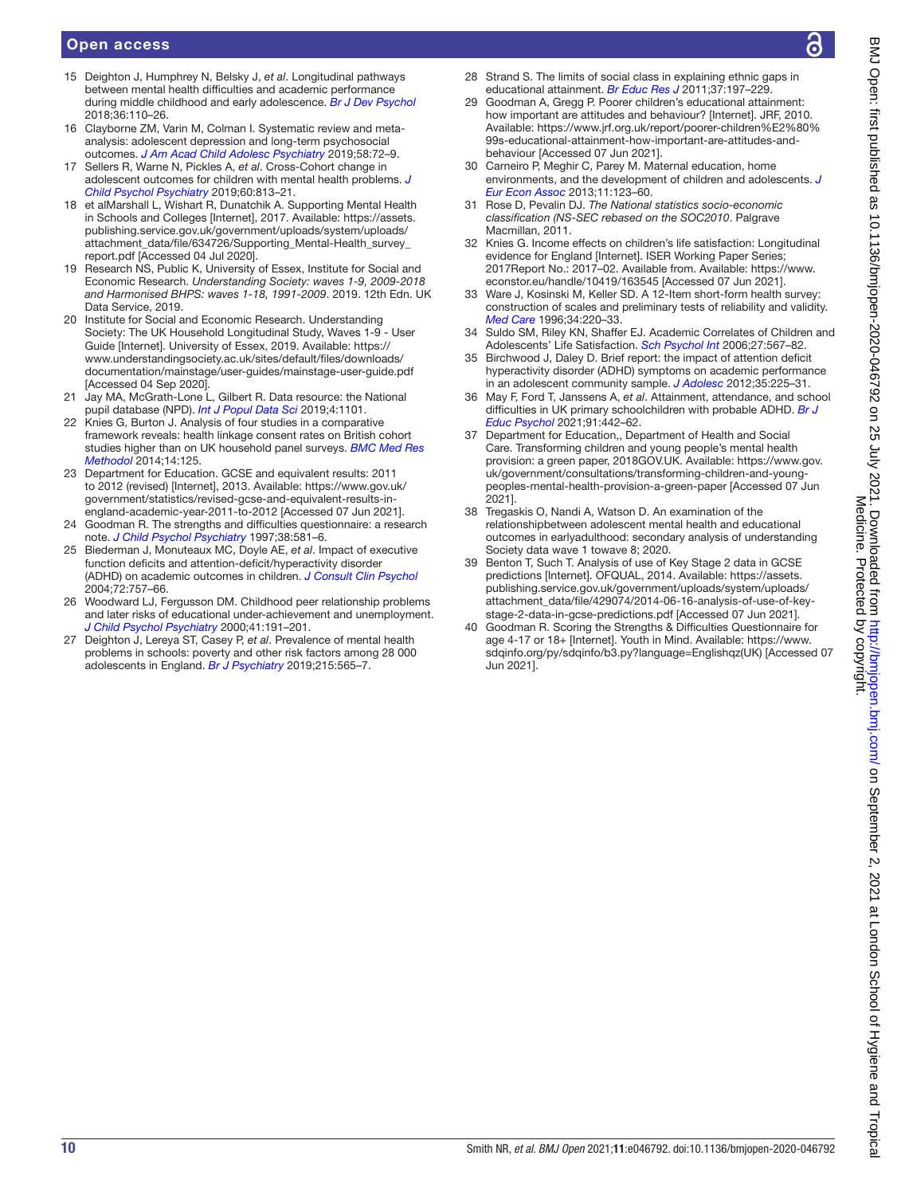15 Deighton J, Humphrey N, Belsky J, *et al*. Longitudinal pathways between mental health difficulties and academic performance during middle childhood and early adolescence. *Br J Dev Psychol* 2018;36:110–26.

16 Clayborne ZM, Varin M, Colman I. Systematic review and meta-analysis: adolescent depression and long-term psychosocial outcomes. *J Am Acad Child Adolesc Psychiatry* 2019;58:72–9.

17 Sellers R, Warne N, Pickles A, *et al*. Cross-Cohort change in adolescent outcomes for children with mental health problems. *J Child Psychol Psychiatry* 2019;60:813–21.

18 et alMarshall L, Wishart R, Dunatchik A. Supporting Mental Health in Schools and Colleges [Internet], 2017. Available: https://assets.publishing.service.gov.uk/government/uploads/system/uploads/attachment_data/file/634726/Supporting_Mental-Health_survey_report.pdf [Accessed 04 Jul 2020].

19 Research NS, Public K, University of Essex, Institute for Social and Economic Research. *Understanding Society: waves 1-9, 2009-2018 and Harmonised BHPS: waves 1-18, 1991-2009*. 2019. 12th Edn. UK Data Service, 2019.

20 Institute for Social and Economic Research. Understanding Society: The UK Household Longitudinal Study, Waves 1-9 - User Guide [Internet]. University of Essex, 2019. Available: https://www.understandingsociety.ac.uk/sites/default/files/downloads/documentation/mainstage/user-guides/mainstage-user-guide.pdf [Accessed 04 Sep 2020].

21 Jay MA, McGrath-Lone L, Gilbert R. Data resource: the National pupil database (NPD). *Int J Popul Data Sci* 2019;4:1101.

22 Knies G, Burton J. Analysis of four studies in a comparative framework reveals: health linkage consent rates on British cohort studies higher than on UK household panel surveys. *BMC Med Res Methodol* 2014;14:125.

23 Department for Education. GCSE and equivalent results: 2011 to 2012 (revised) [Internet], 2013. Available: https://www.gov.uk/government/statistics/revised-gcse-and-equivalent-results-in-england-academic-year-2011-to-2012 [Accessed 07 Jun 2021].

24 Goodman R. The strengths and difficulties questionnaire: a research note. *J Child Psychol Psychiatry* 1997;38:581–6.

25 Biederman J, Monuteaux MC, Doyle AE, *et al*. Impact of executive function deficits and attention-deficit/hyperactivity disorder (ADHD) on academic outcomes in children. *J Consult Clin Psychol* 2004;72:757–66.

26 Woodward LJ, Fergusson DM. Childhood peer relationship problems and later risks of educational under-achievement and unemployment. *J Child Psychol Psychiatry* 2000;41:191–201.

27 Deighton J, Lereya ST, Casey P, *et al*. Prevalence of mental health problems in schools: poverty and other risk factors among 28 000 adolescents in England. *Br J Psychiatry* 2019;215:565–7.

28 Strand S. The limits of social class in explaining ethnic gaps in educational attainment. *Br Educ Res J* 2011;37:197–229.

29 Goodman A, Gregg P. Poorer children's educational attainment: how important are attitudes and behaviour? [Internet]. JRF, 2010. Available: https://www.jrf.org.uk/report/poorer-children%E2%80%99s-educational-attainment-how-important-are-attitudes-and-behaviour [Accessed 07 Jun 2021].

30 Carneiro P, Meghir C, Parey M. Maternal education, home environments, and the development of children and adolescents. *J Eur Econ Assoc* 2013;11:123–60.

31 Rose D, Pevalin DJ. *The National statistics socio-economic classification (NS-SEC rebased on the SOC2010*. Palgrave Macmillan, 2011.

32 Knies G. Income effects on children's life satisfaction: Longitudinal evidence for England [Internet]. ISER Working Paper Series; 2017Report No.: 2017–02. Available from. Available: https://www.econstor.eu/handle/10419/163545 [Accessed 07 Jun 2021].

33 Ware J, Kosinski M, Keller SD. A 12-Item short-form health survey: construction of scales and preliminary tests of reliability and validity. *Med Care* 1996;34:220–33.

34 Suldo SM, Riley KN, Shaffer EJ. Academic Correlates of Children and Adolescents' Life Satisfaction. *Sch Psychol Int* 2006;27:567–82.

35 Birchwood J, Daley D. Brief report: the impact of attention deficit hyperactivity disorder (ADHD) symptoms on academic performance in an adolescent community sample. *J Adolesc* 2012;35:225–31.

36 May F, Ford T, Janssens A, *et al*. Attainment, attendance, and school difficulties in UK primary schoolchildren with probable ADHD. *Br J Educ Psychol* 2021;91:442–62.

37 Department for Education,, Department of Health and Social Care. Transforming children and young people's mental health provision: a green paper, 2018GOV.UK. Available: https://www.gov.uk/government/consultations/transforming-children-and-young-peoples-mental-health-provision-a-green-paper [Accessed 07 Jun 2021].

38 Tregaskis O, Nandi A, Watson D. An examination of the relationshipbetween adolescent mental health and educational outcomes in earlyadulthood: secondary analysis of understanding Society data wave 1 towave 8; 2020.

39 Benton T, Such T. Analysis of use of Key Stage 2 data in GCSE predictions [Internet]. OFQUAL, 2014. Available: https://assets.publishing.service.gov.uk/government/uploads/system/uploads/attachment_data/file/429074/2014-06-16-analysis-of-use-of-key-stage-2-data-in-gcse-predictions.pdf [Accessed 07 Jun 2021].

40 Goodman R. Scoring the Strengths & Difficulties Questionnaire for age 4-17 or 18+ [Internet]. Youth in Mind. Available: https://www.sdqinfo.org/py/sdqinfo/b3.py?language=Englishqz(UK) [Accessed 07 Jun 2021].